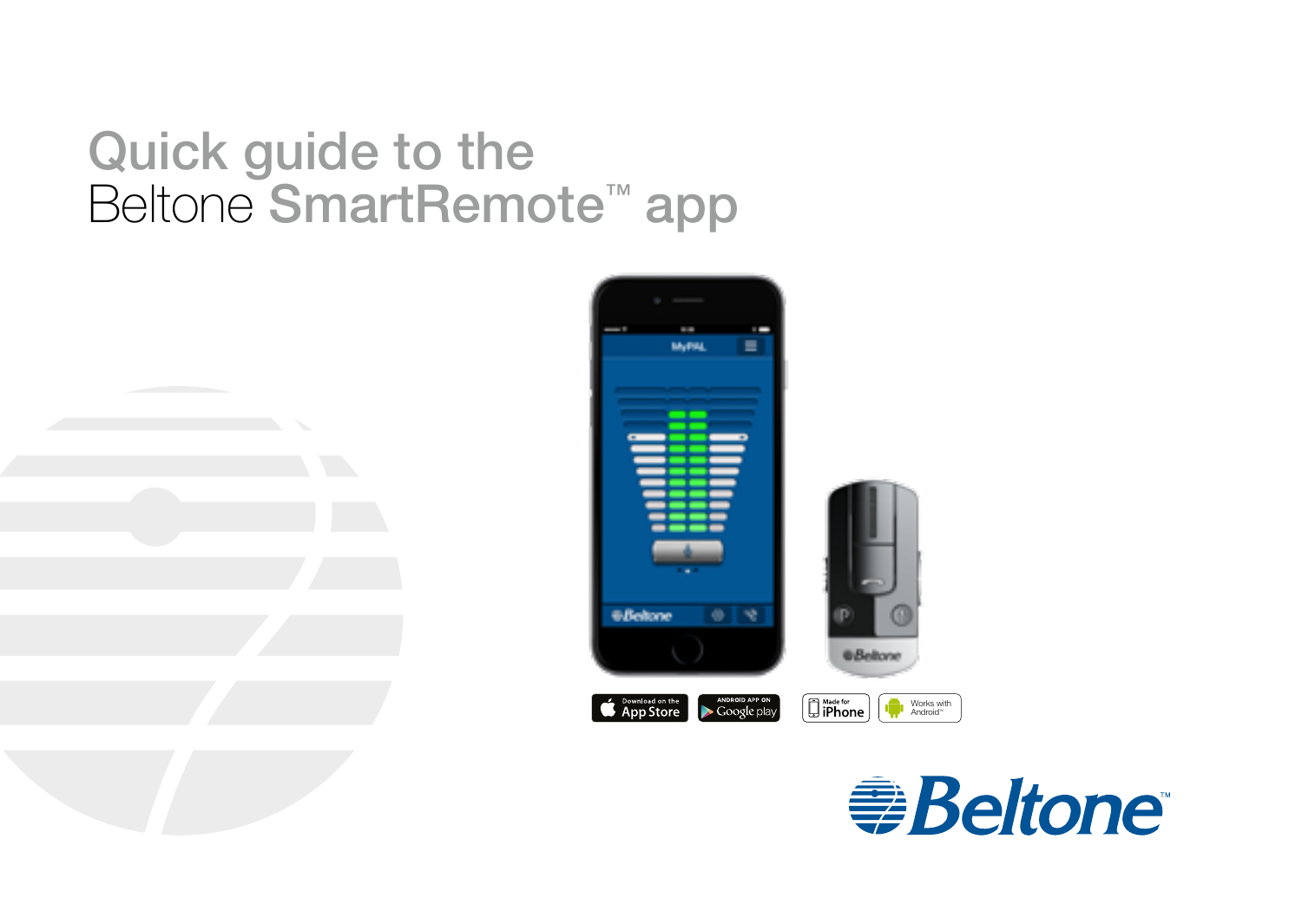# Quick guide to the Beltone SmartRemote™ app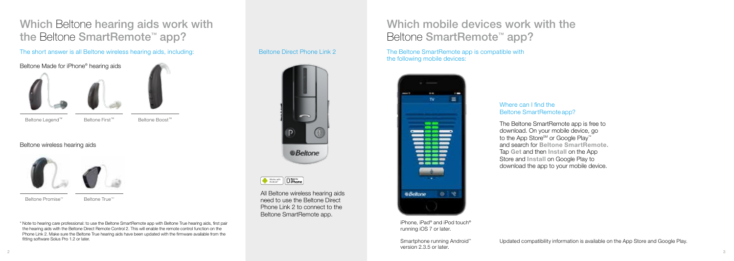## Which Beltone hearing aids work with the Beltone SmartRemote™ app?

The short answer is all Beltone wireless hearing aids, including:

### Beltone Made for iPhone® hearing aids

Beltone Legend™

Beltone First™

Beltone Boost™

### Beltone wireless hearing aids

Beltone Promise™

Beltone True™*

* Note to hearing care professional: to use the Beltone SmartRemote app with Beltone True hearing aids, first pair the hearing aids with the Beltone Direct Remote Control 2. This will enable the remote control function on the Phone Link 2. Make sure the Beltone True hearing aids have been updated with the firmware available from the fitting software Solus Pro 1.2 or later.

### Beltone Direct Phone Link 2

Works with Android™ | Made for iPhone

All Beltone wireless hearing aids need to use the Beltone Direct Phone Link 2 to connect to the Beltone SmartRemote app.

## Which mobile devices work with the Beltone SmartRemote™ app?

The Beltone SmartRemote app is compatible with the following mobile devices:

iPhone, iPad® and iPod touch® running iOS 7 or later.

Smartphone running Android™ version 2.3.5 or later.

### Where can I find the Beltone SmartRemote app?

The Beltone SmartRemote app is free to download. On your mobile device, go to the App Store℠ or Google Play™ and search for **Beltone SmartRemote.** Tap **Get** and then **Install** on the App Store and **Install** on Google Play to download the app to your mobile device.

Updated compatibility information is available on the App Store and Google Play.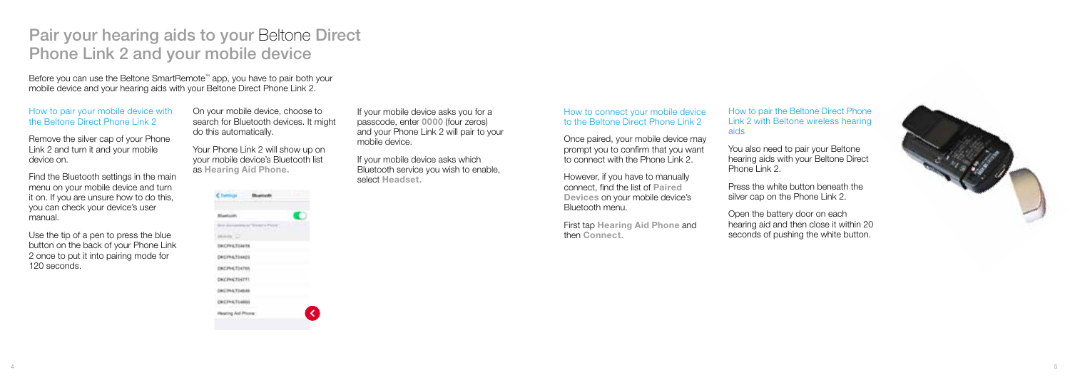# Pair your hearing aids to your Beltone Direct Phone Link 2 and your mobile device

Before you can use the Beltone SmartRemote™ app, you have to pair both your mobile device and your hearing aids with your Beltone Direct Phone Link 2.

### How to pair your mobile device with the Beltone Direct Phone Link 2

Remove the silver cap of your Phone Link 2 and turn it and your mobile device on.

Find the Bluetooth settings in the main menu on your mobile device and turn it on. If you are unsure how to do this, you can check your device's user manual.

Use the tip of a pen to press the blue button on the back of your Phone Link 2 once to put it into pairing mode for 120 seconds.

On your mobile device, choose to search for Bluetooth devices. It might do this automatically.

Your Phone Link 2 will show up on your mobile device's Bluetooth list as **Hearing Aid Phone.**

If your mobile device asks you for a passcode, enter **0000** (four zeros) and your Phone Link 2 will pair to your mobile device.

If your mobile device asks which Bluetooth service you wish to enable, select **Headset.**

### How to connect your mobile device to the Beltone Direct Phone Link 2

Once paired, your mobile device may prompt you to confirm that you want to connect with the Phone Link 2.

However, if you have to manually connect, find the list of **Paired Devices** on your mobile device's Bluetooth menu.

First tap **Hearing Aid Phone** and then **Connect.**

### How to pair the Beltone Direct Phone Link 2 with Beltone wireless hearing aids

You also need to pair your Beltone hearing aids with your Beltone Direct Phone Link 2.

Press the white button beneath the silver cap on the Phone Link 2.

Open the battery door on each hearing aid and then close it within 20 seconds of pushing the white button.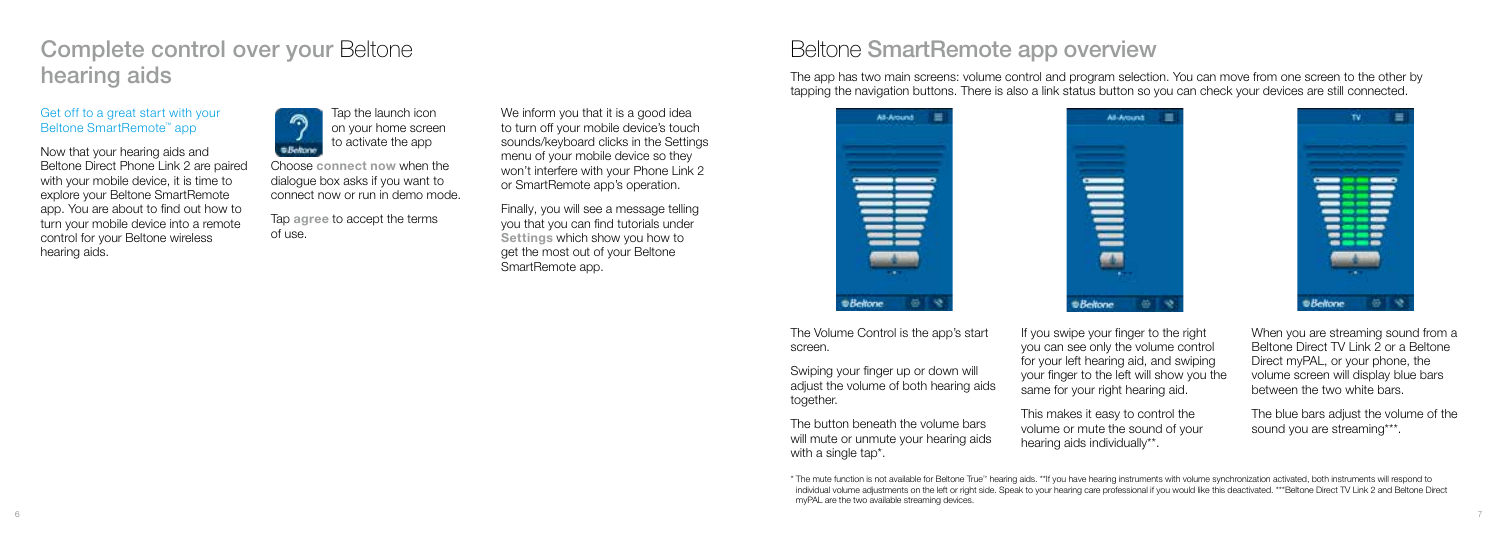# Complete control over your Beltone hearing aids

### Get off to a great start with your Beltone SmartRemote™ app

Now that your hearing aids and Beltone Direct Phone Link 2 are paired with your mobile device, it is time to explore your Beltone SmartRemote app. You are about to find out how to turn your mobile device into a remote control for your Beltone wireless hearing aids.

Tap the launch icon on your home screen to activate the app

Choose **connect now** when the dialogue box asks if you want to connect now or run in demo mode.

Tap **agree** to accept the terms of use.

We inform you that it is a good idea to turn off your mobile device's touch sounds/keyboard clicks in the Settings menu of your mobile device so they won't interfere with your Phone Link 2 or SmartRemote app's operation.

Finally, you will see a message telling you that you can find tutorials under **Settings** which show you how to get the most out of your Beltone SmartRemote app.

# Beltone SmartRemote app overview

The app has two main screens: volume control and program selection. You can move from one screen to the other by tapping the navigation buttons. There is also a link status button so you can check your devices are still connected.

The Volume Control is the app's start screen.

Swiping your finger up or down will adjust the volume of both hearing aids together.

The button beneath the volume bars will mute or unmute your hearing aids with a single tap*.

If you swipe your finger to the right you can see only the volume control for your left hearing aid, and swiping your finger to the left will show you the same for your right hearing aid.

This makes it easy to control the volume or mute the sound of your hearing aids individually**.

When you are streaming sound from a Beltone Direct TV Link 2 or a Beltone Direct myPAL, or your phone, the volume screen will display blue bars between the two white bars.

The blue bars adjust the volume of the sound you are streaming***.

\* The mute function is not available for Beltone True™ hearing aids. **If you have hearing instruments with volume synchronization activated, both instruments will respond to individual volume adjustments on the left or right side. Speak to your hearing care professional if you would like this deactivated. ***Beltone Direct TV Link 2 and Beltone Direct myPAL are the two available streaming devices.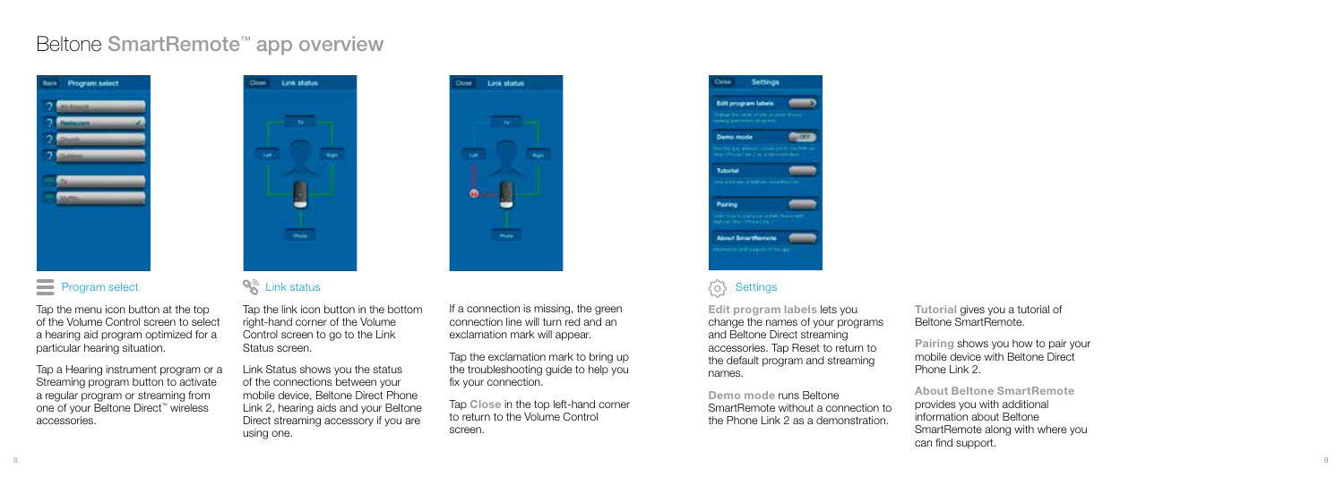# Beltone SmartRemote™ app overview

## Program select

Tap the menu icon button at the top of the Volume Control screen to select a hearing aid program optimized for a particular hearing situation.

Tap a Hearing instrument program or a Streaming program button to activate a regular program or streaming from one of your Beltone Direct™ wireless accessories.

## Link status

Tap the link icon button in the bottom right-hand corner of the Volume Control screen to go to the Link Status screen.

Link Status shows you the status of the connections between your mobile device, Beltone Direct Phone Link 2, hearing aids and your Beltone Direct streaming accessory if you are using one.

If a connection is missing, the green connection line will turn red and an exclamation mark will appear.

Tap the exclamation mark to bring up the troubleshooting guide to help you fix your connection.

Tap **Close** in the top left-hand corner to return to the Volume Control screen.

## Settings

**Edit program labels** lets you change the names of your programs and Beltone Direct streaming accessories. Tap Reset to return to the default program and streaming names.

**Demo mode** runs Beltone SmartRemote without a connection to the Phone Link 2 as a demonstration.

**Tutorial** gives you a tutorial of Beltone SmartRemote.

**Pairing** shows you how to pair your mobile device with Beltone Direct Phone Link 2.

**About Beltone SmartRemote** provides you with additional information about Beltone SmartRemote along with where you can find support.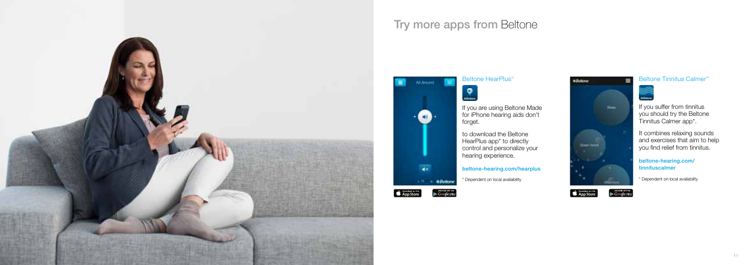# Try more apps from Beltone

## Beltone HearPlus™

If you are using Beltone Made for iPhone hearing aids don't forget.

to download the Beltone HearPlus app* to directly control and personalize your hearing experience.

**beltone-hearing.com/hearplus**

\* Dependent on local availability

## Beltone Tinnitus Calmer™

If you suffer from tinnitus you should try the Beltone Tinnitus Calmer app*.

It combines relaxing sounds and exercises that aim to help you find relief from tinnitus.

**beltone-hearing.com/tinnituscalmer**

\* Dependent on local availability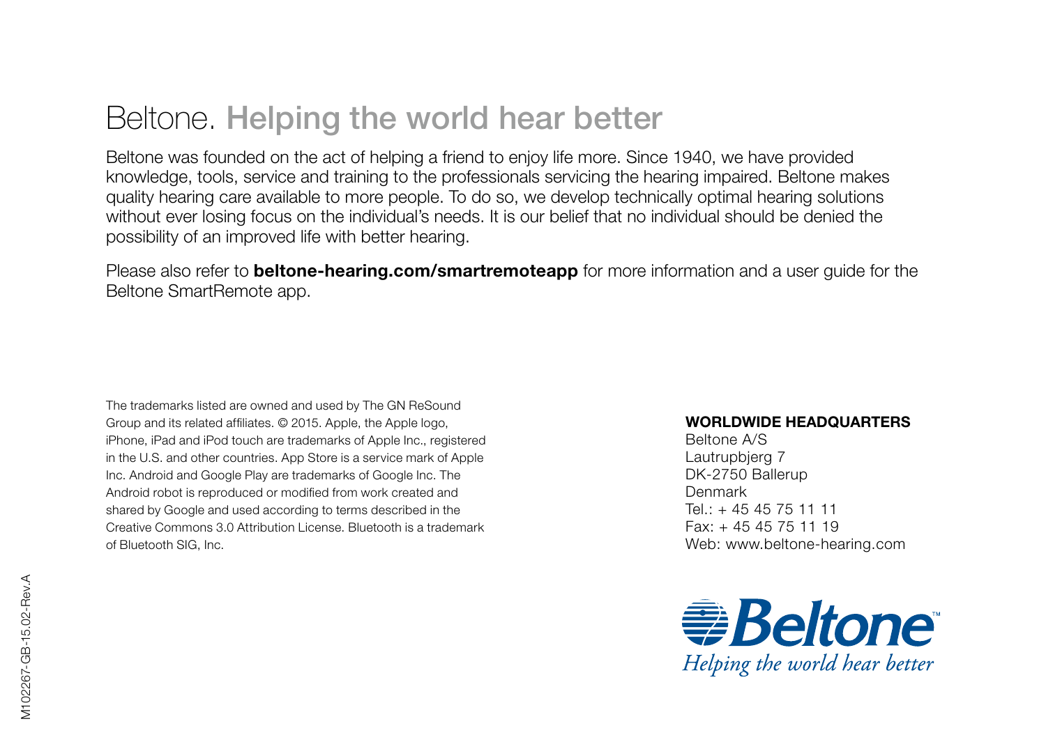# Beltone. Helping the world hear better

Beltone was founded on the act of helping a friend to enjoy life more. Since 1940, we have provided knowledge, tools, service and training to the professionals servicing the hearing impaired. Beltone makes quality hearing care available to more people. To do so, we develop technically optimal hearing solutions without ever losing focus on the individual's needs. It is our belief that no individual should be denied the possibility of an improved life with better hearing.

Please also refer to **beltone-hearing.com/smartremoteapp** for more information and a user guide for the Beltone SmartRemote app.

The trademarks listed are owned and used by The GN ReSound Group and its related affiliates. © 2015. Apple, the Apple logo, iPhone, iPad and iPod touch are trademarks of Apple Inc., registered in the U.S. and other countries. App Store is a service mark of Apple Inc. Android and Google Play are trademarks of Google Inc. The Android robot is reproduced or modified from work created and shared by Google and used according to terms described in the Creative Commons 3.0 Attribution License. Bluetooth is a trademark of Bluetooth SIG, Inc.

**WORLDWIDE HEADQUARTERS**
Beltone A/S
Lautrupbjerg 7
DK-2750 Ballerup
Denmark
Tel.: + 45 45 75 11 11
Fax: + 45 45 75 11 19
Web: www.beltone-hearing.com

Beltone™
*Helping the world hear better*

M102267-GB-15.02-Rev.A